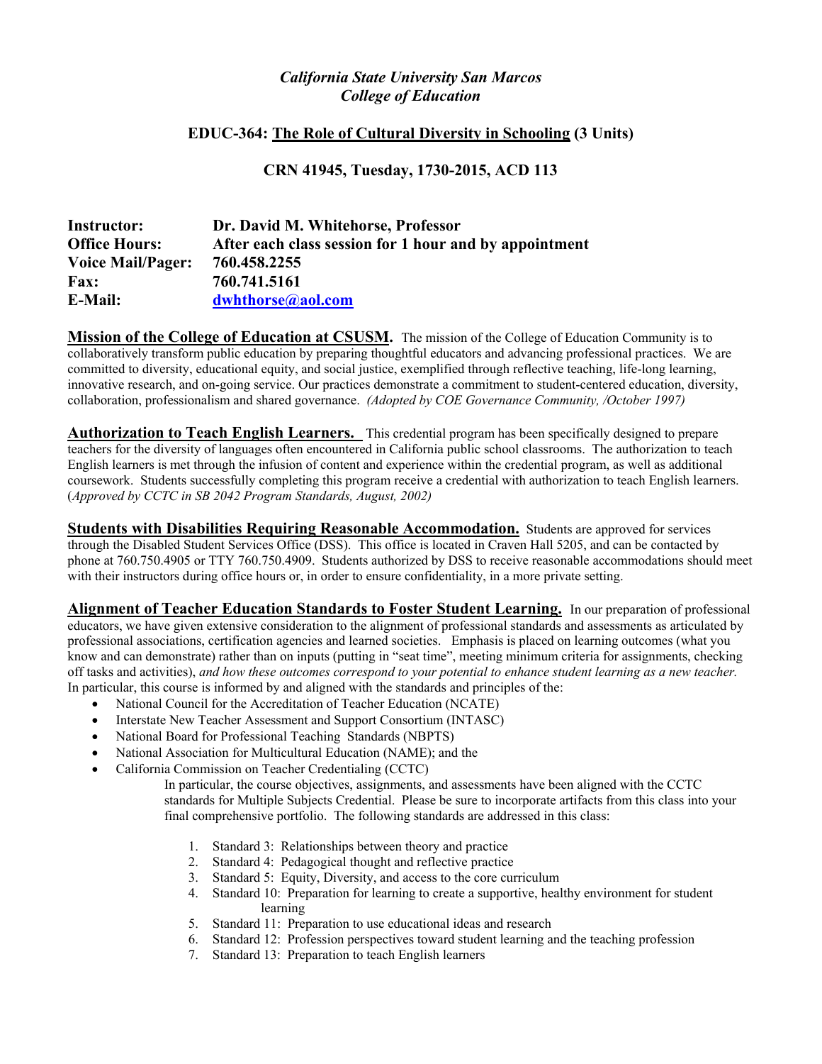*California State University San Marcos*
*College of Education*

**EDUC-364: <u>The Role of Cultural Diversity in Schooling</u> (3 Units)**

**CRN 41945, Tuesday, 1730-2015, ACD 113**

| | |
|---|---|
| **Instructor:** | **Dr. David M. Whitehorse, Professor** |
| **Office Hours:** | **After each class session for 1 hour and by appointment** |
| **Voice Mail/Pager:** | **760.458.2255** |
| **Fax:** | **760.741.5161** |
| **E-Mail:** | **dwhthorse@aol.com** |

**Mission of the College of Education at CSUSM.** The mission of the College of Education Community is to collaboratively transform public education by preparing thoughtful educators and advancing professional practices. We are committed to diversity, educational equity, and social justice, exemplified through reflective teaching, life-long learning, innovative research, and on-going service. Our practices demonstrate a commitment to student-centered education, diversity, collaboration, professionalism and shared governance. *(Adopted by COE Governance Community, /October 1997)*

**Authorization to Teach English Learners.** This credential program has been specifically designed to prepare teachers for the diversity of languages often encountered in California public school classrooms. The authorization to teach English learners is met through the infusion of content and experience within the credential program, as well as additional coursework. Students successfully completing this program receive a credential with authorization to teach English learners. (*Approved by CCTC in SB 2042 Program Standards, August, 2002)*

**Students with Disabilities Requiring Reasonable Accommodation.** Students are approved for services through the Disabled Student Services Office (DSS). This office is located in Craven Hall 5205, and can be contacted by phone at 760.750.4905 or TTY 760.750.4909. Students authorized by DSS to receive reasonable accommodations should meet with their instructors during office hours or, in order to ensure confidentiality, in a more private setting.

**Alignment of Teacher Education Standards to Foster Student Learning.** In our preparation of professional educators, we have given extensive consideration to the alignment of professional standards and assessments as articulated by professional associations, certification agencies and learned societies. Emphasis is placed on learning outcomes (what you know and can demonstrate) rather than on inputs (putting in "seat time", meeting minimum criteria for assignments, checking off tasks and activities), *and how these outcomes correspond to your potential to enhance student learning as a new teacher.* In particular, this course is informed by and aligned with the standards and principles of the:

- National Council for the Accreditation of Teacher Education (NCATE)
- Interstate New Teacher Assessment and Support Consortium (INTASC)
- National Board for Professional Teaching Standards (NBPTS)
- National Association for Multicultural Education (NAME); and the
- California Commission on Teacher Credentialing (CCTC)

  In particular, the course objectives, assignments, and assessments have been aligned with the CCTC standards for Multiple Subjects Credential. Please be sure to incorporate artifacts from this class into your final comprehensive portfolio. The following standards are addressed in this class:

  1. Standard 3: Relationships between theory and practice
  2. Standard 4: Pedagogical thought and reflective practice
  3. Standard 5: Equity, Diversity, and access to the core curriculum
  4. Standard 10: Preparation for learning to create a supportive, healthy environment for student learning
  5. Standard 11: Preparation to use educational ideas and research
  6. Standard 12: Profession perspectives toward student learning and the teaching profession
  7. Standard 13: Preparation to teach English learners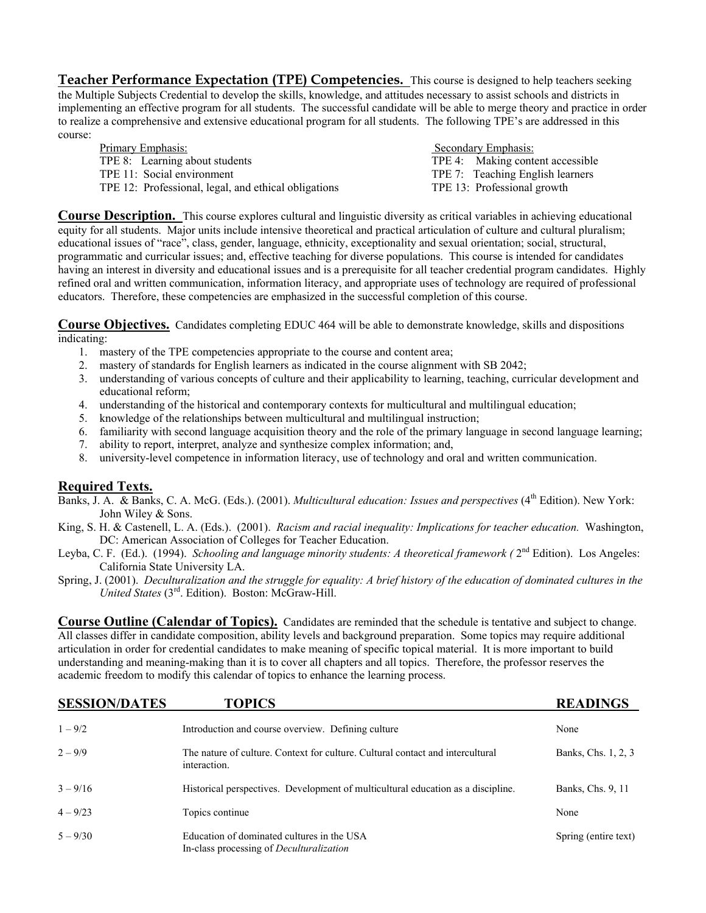**Teacher Performance Expectation (TPE) Competencies.** This course is designed to help teachers seeking the Multiple Subjects Credential to develop the skills, knowledge, and attitudes necessary to assist schools and districts in implementing an effective program for all students. The successful candidate will be able to merge theory and practice in order to realize a comprehensive and extensive educational program for all students. The following TPE's are addressed in this course:

| Primary Emphasis: | Secondary Emphasis: |
|---|---|
| TPE 8: Learning about students | TPE 4: Making content accessible |
| TPE 11: Social environment | TPE 7: Teaching English learners |
| TPE 12: Professional, legal, and ethical obligations | TPE 13: Professional growth |

**Course Description.** This course explores cultural and linguistic diversity as critical variables in achieving educational equity for all students. Major units include intensive theoretical and practical articulation of culture and cultural pluralism; educational issues of "race", class, gender, language, ethnicity, exceptionality and sexual orientation; social, structural, programmatic and curricular issues; and, effective teaching for diverse populations. This course is intended for candidates having an interest in diversity and educational issues and is a prerequisite for all teacher credential program candidates. Highly refined oral and written communication, information literacy, and appropriate uses of technology are required of professional educators. Therefore, these competencies are emphasized in the successful completion of this course.

**Course Objectives.** Candidates completing EDUC 464 will be able to demonstrate knowledge, skills and dispositions indicating:

1. mastery of the TPE competencies appropriate to the course and content area;
2. mastery of standards for English learners as indicated in the course alignment with SB 2042;
3. understanding of various concepts of culture and their applicability to learning, teaching, curricular development and educational reform;
4. understanding of the historical and contemporary contexts for multicultural and multilingual education;
5. knowledge of the relationships between multicultural and multilingual instruction;
6. familiarity with second language acquisition theory and the role of the primary language in second language learning;
7. ability to report, interpret, analyze and synthesize complex information; and,
8. university-level competence in information literacy, use of technology and oral and written communication.

**Required Texts.**

Banks, J. A. & Banks, C. A. McG. (Eds.). (2001). *Multicultural education: Issues and perspectives* (4th Edition). New York: John Wiley & Sons.

King, S. H. & Castenell, L. A. (Eds.). (2001). *Racism and racial inequality: Implications for teacher education.* Washington, DC: American Association of Colleges for Teacher Education.

Leyba, C. F. (Ed.). (1994). *Schooling and language minority students: A theoretical framework (* 2nd Edition). Los Angeles: California State University LA.

Spring, J. (2001). *Deculturalization and the struggle for equality: A brief history of the education of dominated cultures in the United States* (3rd. Edition). Boston: McGraw-Hill.

**Course Outline (Calendar of Topics).** Candidates are reminded that the schedule is tentative and subject to change. All classes differ in candidate composition, ability levels and background preparation. Some topics may require additional articulation in order for credential candidates to make meaning of specific topical material. It is more important to build understanding and meaning-making than it is to cover all chapters and all topics. Therefore, the professor reserves the academic freedom to modify this calendar of topics to enhance the learning process.

| SESSION/DATES | TOPICS | READINGS |
|---|---|---|
| 1 – 9/2 | Introduction and course overview. Defining culture | None |
| 2 – 9/9 | The nature of culture. Context for culture. Cultural contact and intercultural interaction. | Banks, Chs. 1, 2, 3 |
| 3 – 9/16 | Historical perspectives. Development of multicultural education as a discipline. | Banks, Chs. 9, 11 |
| 4 – 9/23 | Topics continue | None |
| 5 – 9/30 | Education of dominated cultures in the USA<br>In-class processing of *Deculturalization* | Spring (entire text) |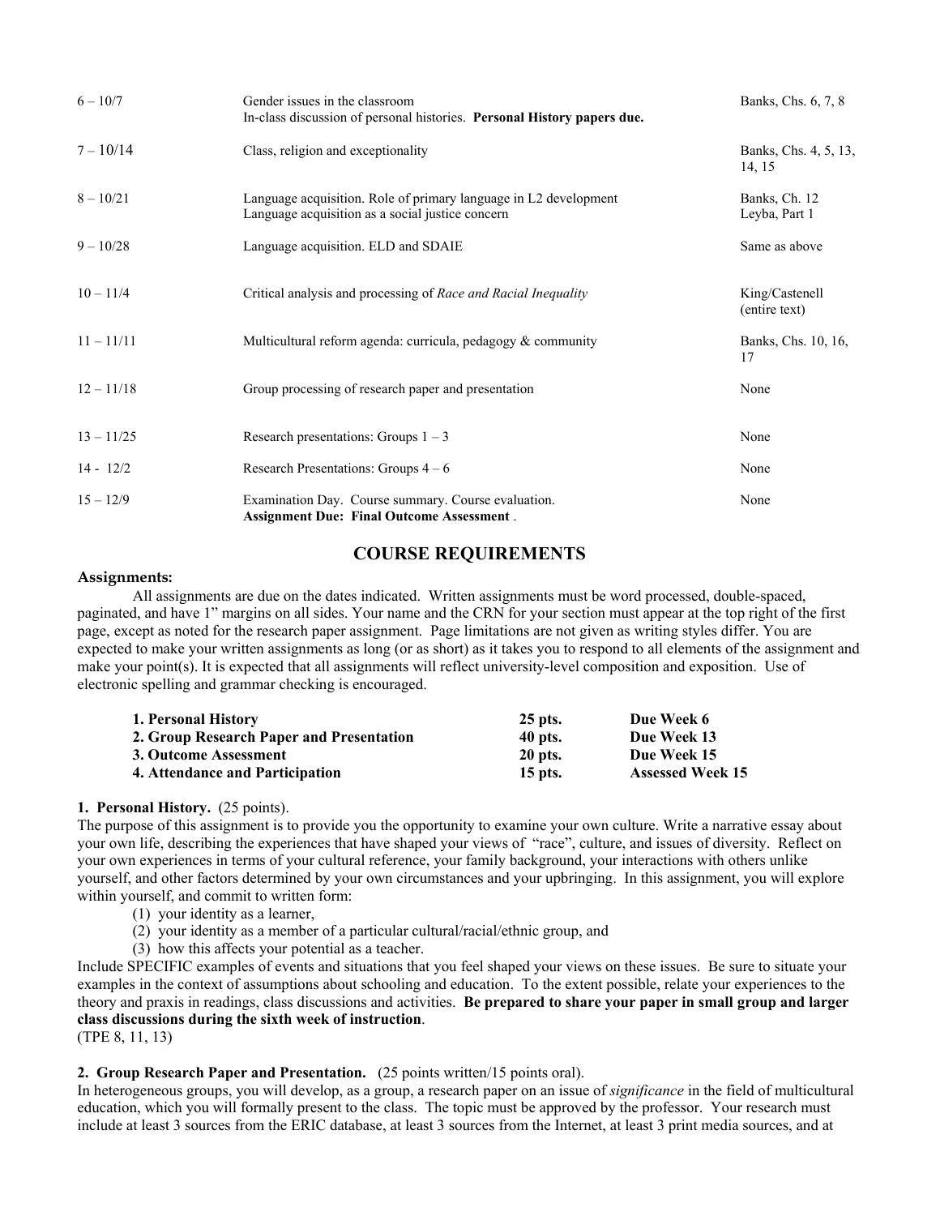| | | |
|---|---|---|
| 6 – 10/7 | Gender issues in the classroom<br>In-class discussion of personal histories. **Personal History papers due.** | Banks, Chs. 6, 7, 8 |
| 7 – 10/14 | Class, religion and exceptionality | Banks, Chs. 4, 5, 13, 14, 15 |
| 8 – 10/21 | Language acquisition. Role of primary language in L2 development<br>Language acquisition as a social justice concern | Banks, Ch. 12<br>Leyba, Part 1 |
| 9 – 10/28 | Language acquisition. ELD and SDAIE | Same as above |
| 10 – 11/4 | Critical analysis and processing of *Race and Racial Inequality* | King/Castenell (entire text) |
| 11 – 11/11 | Multicultural reform agenda: curricula, pedagogy & community | Banks, Chs. 10, 16, 17 |
| 12 – 11/18 | Group processing of research paper and presentation | None |
| 13 – 11/25 | Research presentations: Groups 1 – 3 | None |
| 14 - 12/2 | Research Presentations: Groups 4 – 6 | None |
| 15 – 12/9 | Examination Day. Course summary. Course evaluation.<br>**Assignment Due: Final Outcome Assessment** . | None |

## COURSE REQUIREMENTS

### Assignments:

All assignments are due on the dates indicated. Written assignments must be word processed, double-spaced, paginated, and have 1" margins on all sides. Your name and the CRN for your section must appear at the top right of the first page, except as noted for the research paper assignment. Page limitations are not given as writing styles differ. You are expected to make your written assignments as long (or as short) as it takes you to respond to all elements of the assignment and make your point(s). It is expected that all assignments will reflect university-level composition and exposition. Use of electronic spelling and grammar checking is encouraged.

| | | |
|---|---|---|
| **1. Personal History** | **25 pts.** | **Due Week 6** |
| **2. Group Research Paper and Presentation** | **40 pts.** | **Due Week 13** |
| **3. Outcome Assessment** | **20 pts.** | **Due Week 15** |
| **4. Attendance and Participation** | **15 pts.** | **Assessed Week 15** |

**1. Personal History.** (25 points).

The purpose of this assignment is to provide you the opportunity to examine your own culture. Write a narrative essay about your own life, describing the experiences that have shaped your views of "race", culture, and issues of diversity. Reflect on your own experiences in terms of your cultural reference, your family background, your interactions with others unlike yourself, and other factors determined by your own circumstances and your upbringing. In this assignment, you will explore within yourself, and commit to written form:

(1) your identity as a learner,
(2) your identity as a member of a particular cultural/racial/ethnic group, and
(3) how this affects your potential as a teacher.

Include SPECIFIC examples of events and situations that you feel shaped your views on these issues. Be sure to situate your examples in the context of assumptions about schooling and education. To the extent possible, relate your experiences to the theory and praxis in readings, class discussions and activities. **Be prepared to share your paper in small group and larger class discussions during the sixth week of instruction**.
(TPE 8, 11, 13)

**2. Group Research Paper and Presentation.** (25 points written/15 points oral).

In heterogeneous groups, you will develop, as a group, a research paper on an issue of *significance* in the field of multicultural education, which you will formally present to the class. The topic must be approved by the professor. Your research must include at least 3 sources from the ERIC database, at least 3 sources from the Internet, at least 3 print media sources, and at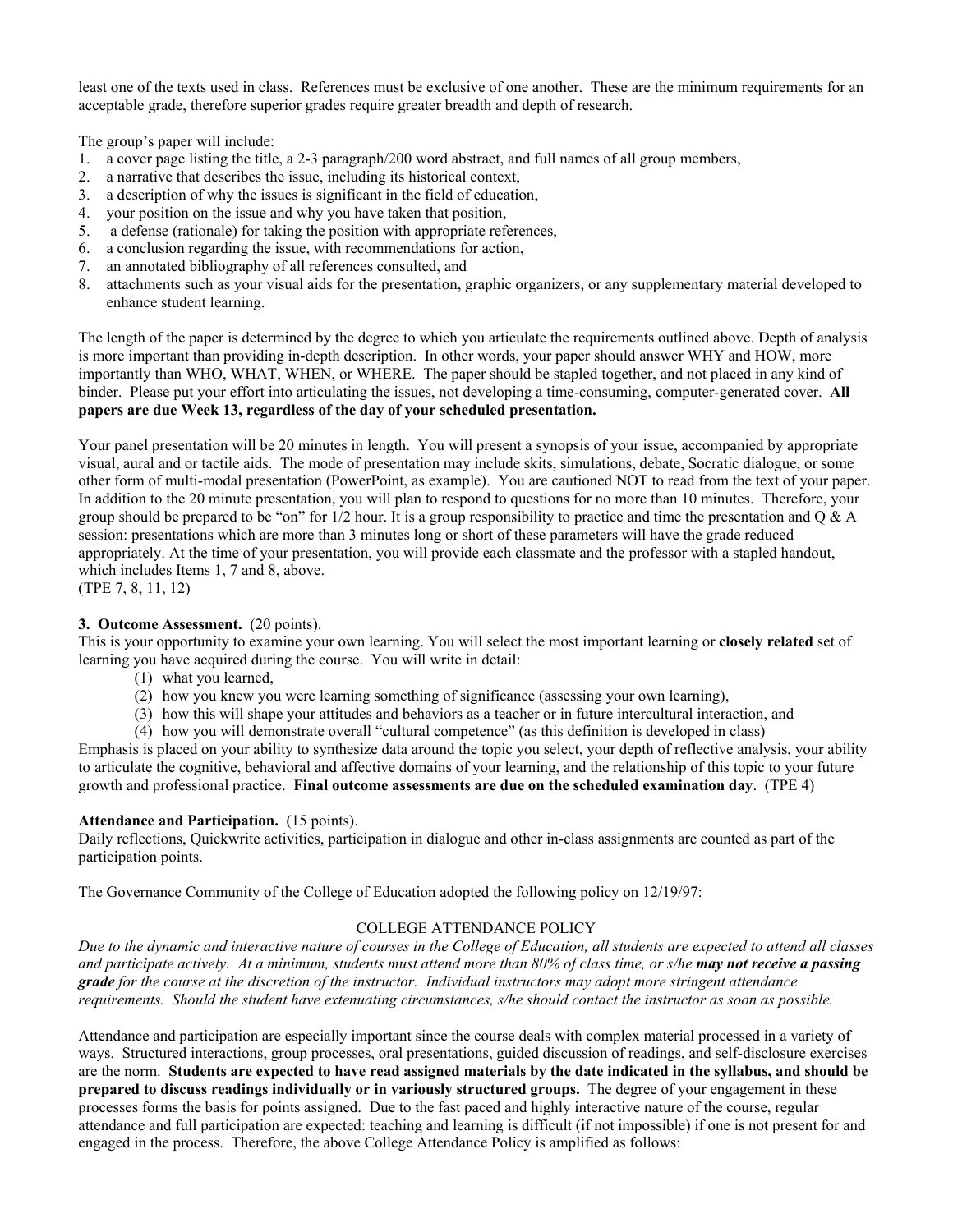least one of the texts used in class. References must be exclusive of one another. These are the minimum requirements for an acceptable grade, therefore superior grades require greater breadth and depth of research.

The group's paper will include:

1. a cover page listing the title, a 2-3 paragraph/200 word abstract, and full names of all group members,
2. a narrative that describes the issue, including its historical context,
3. a description of why the issues is significant in the field of education,
4. your position on the issue and why you have taken that position,
5. a defense (rationale) for taking the position with appropriate references,
6. a conclusion regarding the issue, with recommendations for action,
7. an annotated bibliography of all references consulted, and
8. attachments such as your visual aids for the presentation, graphic organizers, or any supplementary material developed to enhance student learning.

The length of the paper is determined by the degree to which you articulate the requirements outlined above. Depth of analysis is more important than providing in-depth description. In other words, your paper should answer WHY and HOW, more importantly than WHO, WHAT, WHEN, or WHERE. The paper should be stapled together, and not placed in any kind of binder. Please put your effort into articulating the issues, not developing a time-consuming, computer-generated cover. **All papers are due Week 13, regardless of the day of your scheduled presentation.**

Your panel presentation will be 20 minutes in length. You will present a synopsis of your issue, accompanied by appropriate visual, aural and or tactile aids. The mode of presentation may include skits, simulations, debate, Socratic dialogue, or some other form of multi-modal presentation (PowerPoint, as example). You are cautioned NOT to read from the text of your paper. In addition to the 20 minute presentation, you will plan to respond to questions for no more than 10 minutes. Therefore, your group should be prepared to be "on" for 1/2 hour. It is a group responsibility to practice and time the presentation and Q & A session: presentations which are more than 3 minutes long or short of these parameters will have the grade reduced appropriately. At the time of your presentation, you will provide each classmate and the professor with a stapled handout, which includes Items 1, 7 and 8, above.
(TPE 7, 8, 11, 12)

**3. Outcome Assessment.** (20 points).
This is your opportunity to examine your own learning. You will select the most important learning or **closely related** set of learning you have acquired during the course. You will write in detail:

(1) what you learned,
(2) how you knew you were learning something of significance (assessing your own learning),
(3) how this will shape your attitudes and behaviors as a teacher or in future intercultural interaction, and
(4) how you will demonstrate overall "cultural competence" (as this definition is developed in class)

Emphasis is placed on your ability to synthesize data around the topic you select, your depth of reflective analysis, your ability to articulate the cognitive, behavioral and affective domains of your learning, and the relationship of this topic to your future growth and professional practice. **Final outcome assessments are due on the scheduled examination day**. (TPE 4)

**Attendance and Participation.** (15 points).
Daily reflections, Quickwrite activities, participation in dialogue and other in-class assignments are counted as part of the participation points.

The Governance Community of the College of Education adopted the following policy on 12/19/97:

COLLEGE ATTENDANCE POLICY

*Due to the dynamic and interactive nature of courses in the College of Education, all students are expected to attend all classes and participate actively. At a minimum, students must attend more than 80% of class time, or s/he* ***may not receive a passing grade*** *for the course at the discretion of the instructor. Individual instructors may adopt more stringent attendance requirements. Should the student have extenuating circumstances, s/he should contact the instructor as soon as possible.*

Attendance and participation are especially important since the course deals with complex material processed in a variety of ways. Structured interactions, group processes, oral presentations, guided discussion of readings, and self-disclosure exercises are the norm. **Students are expected to have read assigned materials by the date indicated in the syllabus, and should be prepared to discuss readings individually or in variously structured groups.** The degree of your engagement in these processes forms the basis for points assigned. Due to the fast paced and highly interactive nature of the course, regular attendance and full participation are expected: teaching and learning is difficult (if not impossible) if one is not present for and engaged in the process. Therefore, the above College Attendance Policy is amplified as follows: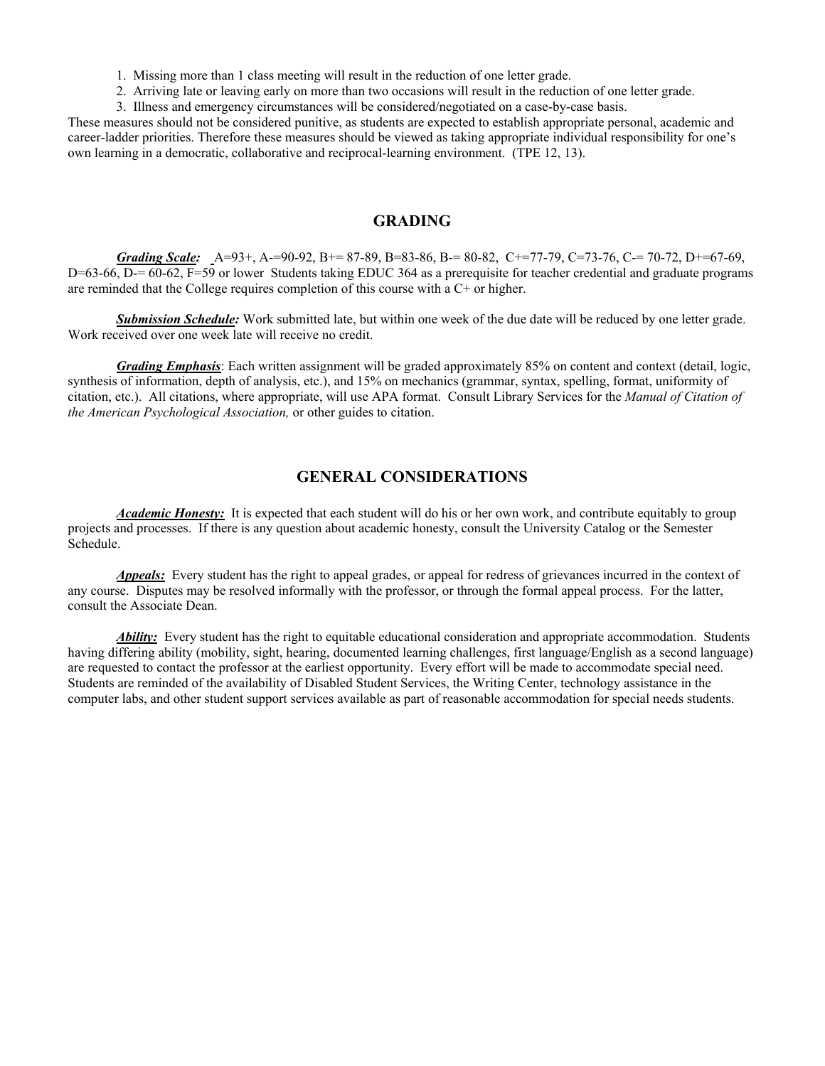1. Missing more than 1 class meeting will result in the reduction of one letter grade.
2. Arriving late or leaving early on more than two occasions will result in the reduction of one letter grade.
3. Illness and emergency circumstances will be considered/negotiated on a case-by-case basis.

These measures should not be considered punitive, as students are expected to establish appropriate personal, academic and career-ladder priorities. Therefore these measures should be viewed as taking appropriate individual responsibility for one's own learning in a democratic, collaborative and reciprocal-learning environment. (TPE 12, 13).

## GRADING

***Grading Scale:*** A=93+, A-=90-92, B+= 87-89, B=83-86, B-= 80-82, C+=77-79, C=73-76, C-= 70-72, D+=67-69, D=63-66, D-= 60-62, F=59 or lower Students taking EDUC 364 as a prerequisite for teacher credential and graduate programs are reminded that the College requires completion of this course with a C+ or higher.

***Submission Schedule:*** Work submitted late, but within one week of the due date will be reduced by one letter grade. Work received over one week late will receive no credit.

***Grading Emphasis***: Each written assignment will be graded approximately 85% on content and context (detail, logic, synthesis of information, depth of analysis, etc.), and 15% on mechanics (grammar, syntax, spelling, format, uniformity of citation, etc.). All citations, where appropriate, will use APA format. Consult Library Services for the *Manual of Citation of the American Psychological Association,* or other guides to citation.

## GENERAL CONSIDERATIONS

***Academic Honesty:*** It is expected that each student will do his or her own work, and contribute equitably to group projects and processes. If there is any question about academic honesty, consult the University Catalog or the Semester Schedule.

***Appeals:*** Every student has the right to appeal grades, or appeal for redress of grievances incurred in the context of any course. Disputes may be resolved informally with the professor, or through the formal appeal process. For the latter, consult the Associate Dean.

***Ability:*** Every student has the right to equitable educational consideration and appropriate accommodation. Students having differing ability (mobility, sight, hearing, documented learning challenges, first language/English as a second language) are requested to contact the professor at the earliest opportunity. Every effort will be made to accommodate special need. Students are reminded of the availability of Disabled Student Services, the Writing Center, technology assistance in the computer labs, and other student support services available as part of reasonable accommodation for special needs students.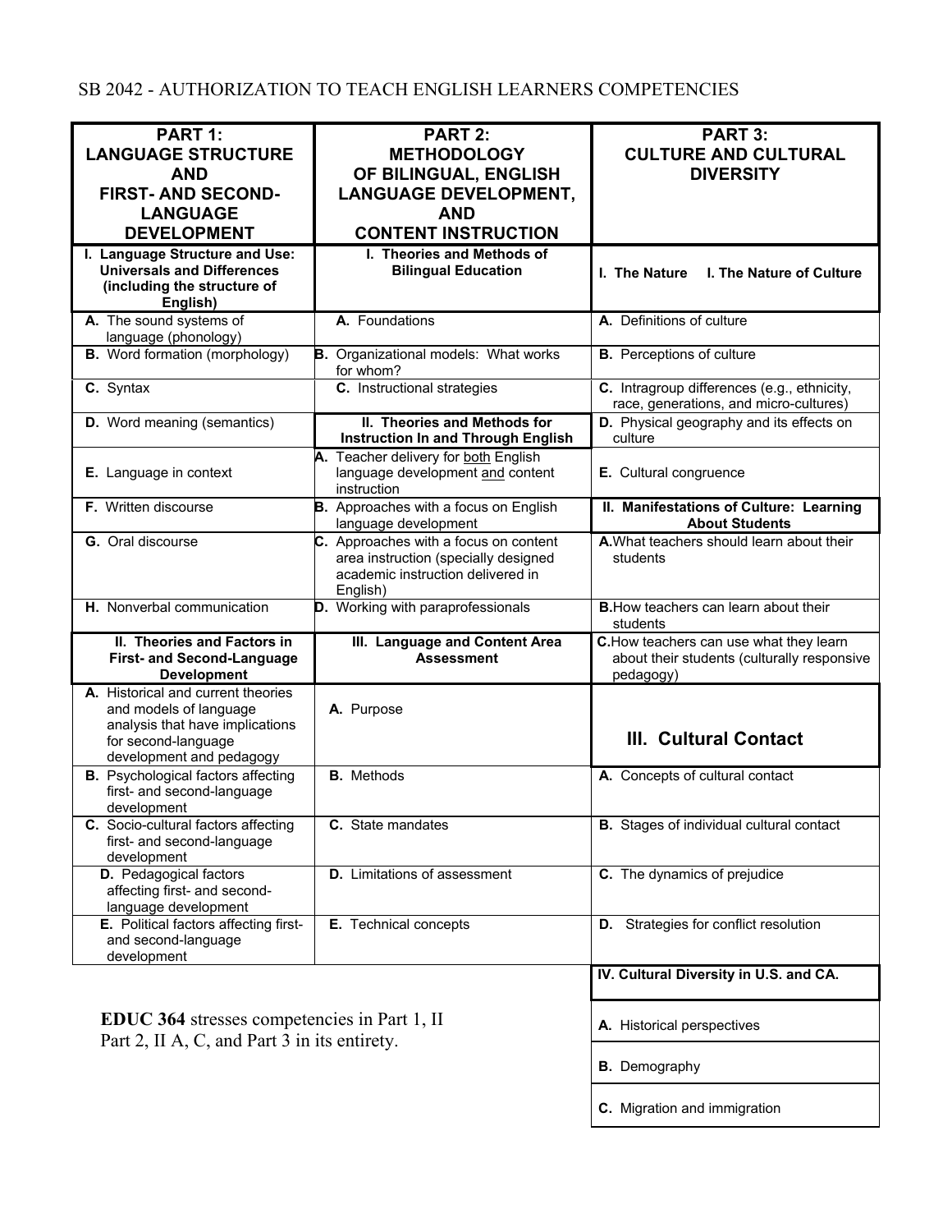SB 2042 - AUTHORIZATION TO TEACH ENGLISH LEARNERS COMPETENCIES

| **PART 1: LANGUAGE STRUCTURE AND FIRST- AND SECOND-LANGUAGE DEVELOPMENT** | **PART 2: METHODOLOGY OF BILINGUAL, ENGLISH LANGUAGE DEVELOPMENT, AND CONTENT INSTRUCTION** | **PART 3: CULTURE AND CULTURAL DIVERSITY** |
|---|---|---|
| **I. Language Structure and Use: Universals and Differences (including the structure of English)** | **I. Theories and Methods of Bilingual Education** | **I. The Nature I. The Nature of Culture** |
| **A.** The sound systems of language (phonology) | **A.** Foundations | **A.** Definitions of culture |
| **B.** Word formation (morphology) | **B.** Organizational models: What works for whom? | **B.** Perceptions of culture |
| **C.** Syntax | **C.** Instructional strategies | **C.** Intragroup differences (e.g., ethnicity, race, generations, and micro-cultures) |
| **D.** Word meaning (semantics) | **II. Theories and Methods for Instruction In and Through English** | **D.** Physical geography and its effects on culture |
| **E.** Language in context | **A.** Teacher delivery for both English language development and content instruction | **E.** Cultural congruence |
| **F.** Written discourse | **B.** Approaches with a focus on English language development | **II. Manifestations of Culture: Learning About Students** |
| **G.** Oral discourse | **C.** Approaches with a focus on content area instruction (specially designed academic instruction delivered in English) | **A.** What teachers should learn about their students |
| **H.** Nonverbal communication | **D.** Working with paraprofessionals | **B.** How teachers can learn about their students |
| **II. Theories and Factors in First- and Second-Language Development** | **III. Language and Content Area Assessment** | **C.** How teachers can use what they learn about their students (culturally responsive pedagogy) |
| **A.** Historical and current theories and models of language analysis that have implications for second-language development and pedagogy | **A.** Purpose | **III. Cultural Contact** |
| **B.** Psychological factors affecting first- and second-language development | **B.** Methods | **A.** Concepts of cultural contact |
| **C.** Socio-cultural factors affecting first- and second-language development | **C.** State mandates | **B.** Stages of individual cultural contact |
| **D.** Pedagogical factors affecting first- and second-language development | **D.** Limitations of assessment | **C.** The dynamics of prejudice |
| **E.** Political factors affecting first- and second-language development | **E.** Technical concepts | **D.** Strategies for conflict resolution |
| | | **IV. Cultural Diversity in U.S. and CA.** |
| | | **A.** Historical perspectives |
| | | **B.** Demography |
| | | **C.** Migration and immigration |

**EDUC 364** stresses competencies in Part 1, II Part 2, II A, C, and Part 3 in its entirety.